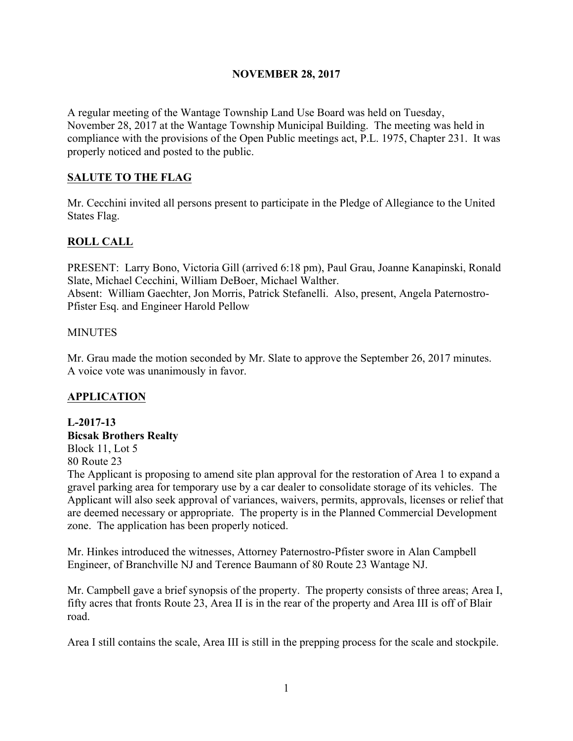**NOVEMBER 28, 2017**

A regular meeting of the Wantage Township Land Use Board was held on Tuesday, November 28, 2017 at the Wantage Township Municipal Building. The meeting was held in compliance with the provisions of the Open Public meetings act, P.L. 1975, Chapter 231. It was properly noticed and posted to the public.

**SALUTE TO THE FLAG**

Mr. Cecchini invited all persons present to participate in the Pledge of Allegiance to the United States Flag.

**ROLL CALL**

PRESENT: Larry Bono, Victoria Gill (arrived 6:18 pm), Paul Grau, Joanne Kanapinski, Ronald Slate, Michael Cecchini, William DeBoer, Michael Walther.
Absent: William Gaechter, Jon Morris, Patrick Stefanelli. Also, present, Angela Paternostro-Pfister Esq. and Engineer Harold Pellow

MINUTES

Mr. Grau made the motion seconded by Mr. Slate to approve the September 26, 2017 minutes. A voice vote was unanimously in favor.

**APPLICATION**

**L-2017-13**
**Bicsak Brothers Realty**
Block 11, Lot 5
80 Route 23
The Applicant is proposing to amend site plan approval for the restoration of Area 1 to expand a gravel parking area for temporary use by a car dealer to consolidate storage of its vehicles. The Applicant will also seek approval of variances, waivers, permits, approvals, licenses or relief that are deemed necessary or appropriate. The property is in the Planned Commercial Development zone. The application has been properly noticed.

Mr. Hinkes introduced the witnesses, Attorney Paternostro-Pfister swore in Alan Campbell Engineer, of Branchville NJ and Terence Baumann of 80 Route 23 Wantage NJ.

Mr. Campbell gave a brief synopsis of the property. The property consists of three areas; Area I, fifty acres that fronts Route 23, Area II is in the rear of the property and Area III is off of Blair road.

Area I still contains the scale, Area III is still in the prepping process for the scale and stockpile.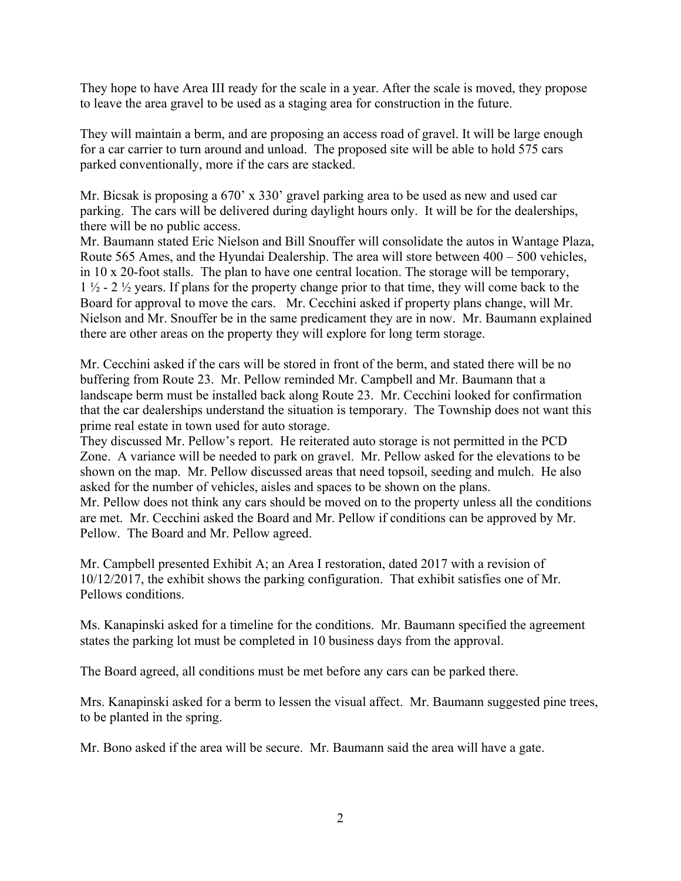They hope to have Area III ready for the scale in a year. After the scale is moved, they propose to leave the area gravel to be used as a staging area for construction in the future.

They will maintain a berm, and are proposing an access road of gravel. It will be large enough for a car carrier to turn around and unload. The proposed site will be able to hold 575 cars parked conventionally, more if the cars are stacked.

Mr. Bicsak is proposing a 670' x 330' gravel parking area to be used as new and used car parking. The cars will be delivered during daylight hours only. It will be for the dealerships, there will be no public access.

Mr. Baumann stated Eric Nielson and Bill Snouffer will consolidate the autos in Wantage Plaza, Route 565 Ames, and the Hyundai Dealership. The area will store between 400 – 500 vehicles, in 10 x 20-foot stalls. The plan to have one central location. The storage will be temporary, 1 ½ - 2 ½ years. If plans for the property change prior to that time, they will come back to the Board for approval to move the cars. Mr. Cecchini asked if property plans change, will Mr. Nielson and Mr. Snouffer be in the same predicament they are in now. Mr. Baumann explained there are other areas on the property they will explore for long term storage.

Mr. Cecchini asked if the cars will be stored in front of the berm, and stated there will be no buffering from Route 23. Mr. Pellow reminded Mr. Campbell and Mr. Baumann that a landscape berm must be installed back along Route 23. Mr. Cecchini looked for confirmation that the car dealerships understand the situation is temporary. The Township does not want this prime real estate in town used for auto storage.

They discussed Mr. Pellow's report. He reiterated auto storage is not permitted in the PCD Zone. A variance will be needed to park on gravel. Mr. Pellow asked for the elevations to be shown on the map. Mr. Pellow discussed areas that need topsoil, seeding and mulch. He also asked for the number of vehicles, aisles and spaces to be shown on the plans.

Mr. Pellow does not think any cars should be moved on to the property unless all the conditions are met. Mr. Cecchini asked the Board and Mr. Pellow if conditions can be approved by Mr. Pellow. The Board and Mr. Pellow agreed.

Mr. Campbell presented Exhibit A; an Area I restoration, dated 2017 with a revision of 10/12/2017, the exhibit shows the parking configuration. That exhibit satisfies one of Mr. Pellows conditions.

Ms. Kanapinski asked for a timeline for the conditions. Mr. Baumann specified the agreement states the parking lot must be completed in 10 business days from the approval.

The Board agreed, all conditions must be met before any cars can be parked there.

Mrs. Kanapinski asked for a berm to lessen the visual affect. Mr. Baumann suggested pine trees, to be planted in the spring.

Mr. Bono asked if the area will be secure. Mr. Baumann said the area will have a gate.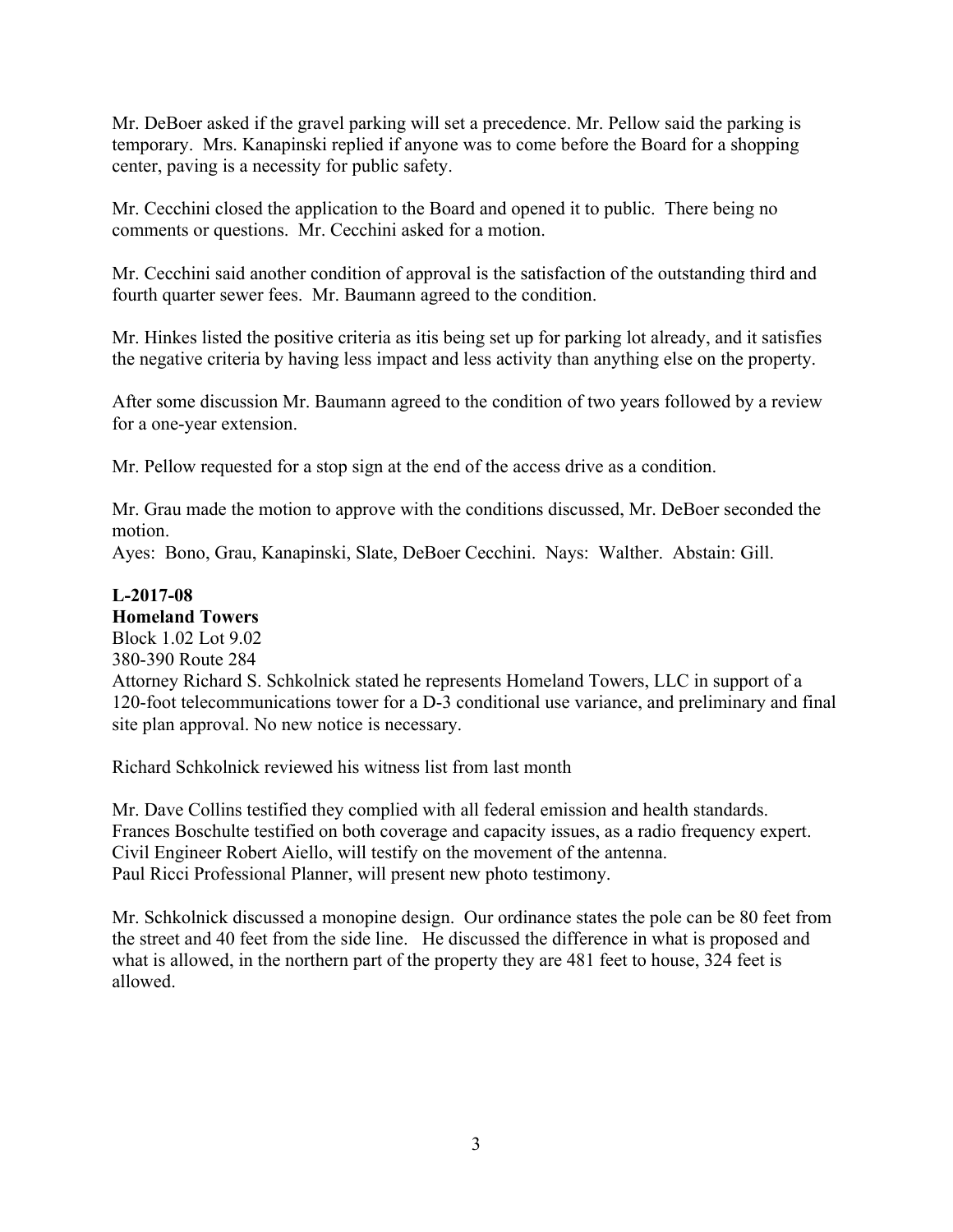Mr. DeBoer asked if the gravel parking will set a precedence. Mr. Pellow said the parking is temporary. Mrs. Kanapinski replied if anyone was to come before the Board for a shopping center, paving is a necessity for public safety.

Mr. Cecchini closed the application to the Board and opened it to public. There being no comments or questions. Mr. Cecchini asked for a motion.

Mr. Cecchini said another condition of approval is the satisfaction of the outstanding third and fourth quarter sewer fees. Mr. Baumann agreed to the condition.

Mr. Hinkes listed the positive criteria as itis being set up for parking lot already, and it satisfies the negative criteria by having less impact and less activity than anything else on the property.

After some discussion Mr. Baumann agreed to the condition of two years followed by a review for a one-year extension.

Mr. Pellow requested for a stop sign at the end of the access drive as a condition.

Mr. Grau made the motion to approve with the conditions discussed, Mr. DeBoer seconded the motion.
Ayes: Bono, Grau, Kanapinski, Slate, DeBoer Cecchini. Nays: Walther. Abstain: Gill.

**L-2017-08**
**Homeland Towers**
Block 1.02 Lot 9.02
380-390 Route 284
Attorney Richard S. Schkolnick stated he represents Homeland Towers, LLC in support of a 120-foot telecommunications tower for a D-3 conditional use variance, and preliminary and final site plan approval. No new notice is necessary.

Richard Schkolnick reviewed his witness list from last month

Mr. Dave Collins testified they complied with all federal emission and health standards.
Frances Boschulte testified on both coverage and capacity issues, as a radio frequency expert.
Civil Engineer Robert Aiello, will testify on the movement of the antenna.
Paul Ricci Professional Planner, will present new photo testimony.

Mr. Schkolnick discussed a monopine design. Our ordinance states the pole can be 80 feet from the street and 40 feet from the side line. He discussed the difference in what is proposed and what is allowed, in the northern part of the property they are 481 feet to house, 324 feet is allowed.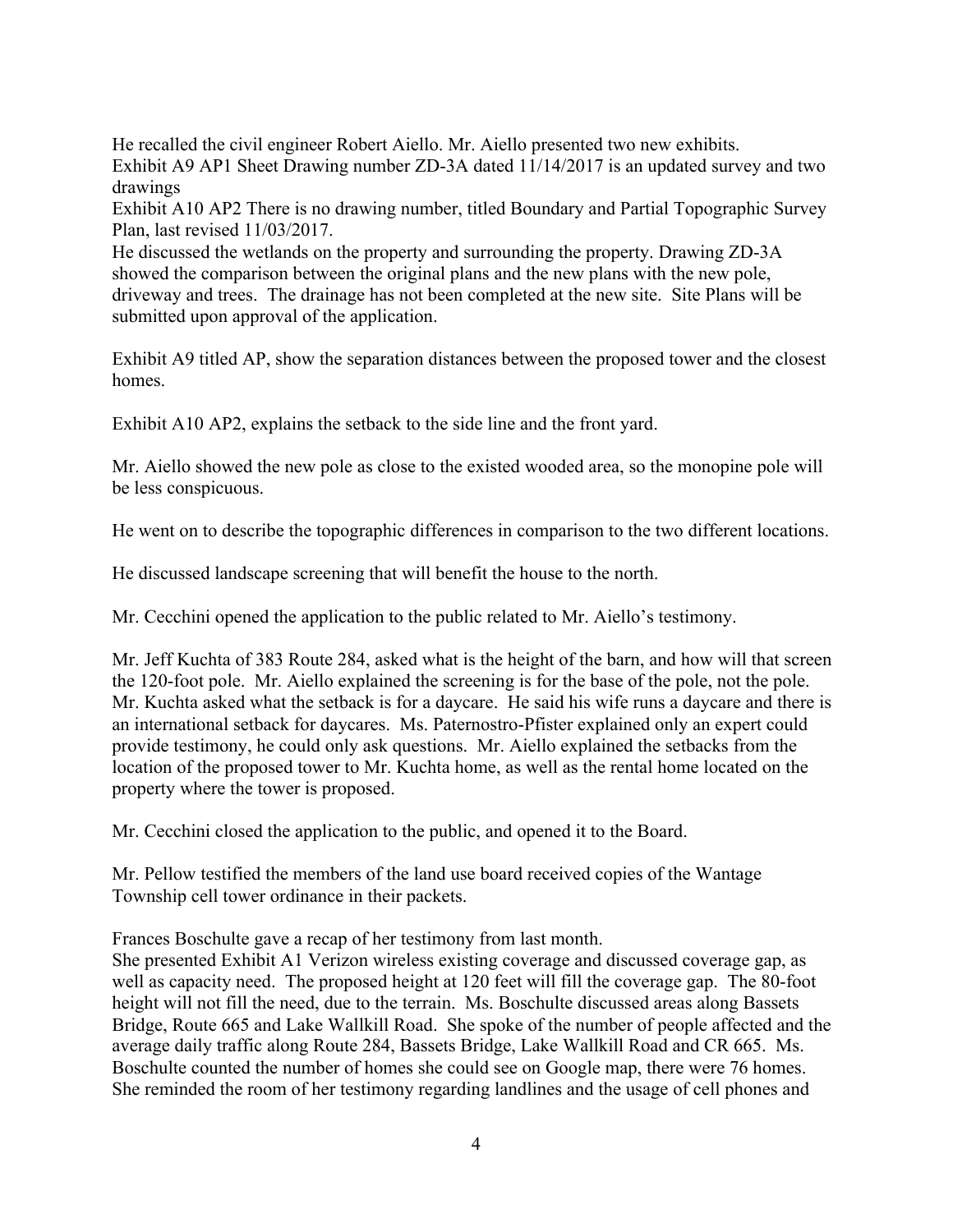He recalled the civil engineer Robert Aiello. Mr. Aiello presented two new exhibits.
Exhibit A9 AP1 Sheet Drawing number ZD-3A dated 11/14/2017 is an updated survey and two drawings
Exhibit A10 AP2 There is no drawing number, titled Boundary and Partial Topographic Survey Plan, last revised 11/03/2017.
He discussed the wetlands on the property and surrounding the property. Drawing ZD-3A showed the comparison between the original plans and the new plans with the new pole, driveway and trees. The drainage has not been completed at the new site. Site Plans will be submitted upon approval of the application.

Exhibit A9 titled AP, show the separation distances between the proposed tower and the closest homes.

Exhibit A10 AP2, explains the setback to the side line and the front yard.

Mr. Aiello showed the new pole as close to the existed wooded area, so the monopine pole will be less conspicuous.

He went on to describe the topographic differences in comparison to the two different locations.

He discussed landscape screening that will benefit the house to the north.

Mr. Cecchini opened the application to the public related to Mr. Aiello's testimony.

Mr. Jeff Kuchta of 383 Route 284, asked what is the height of the barn, and how will that screen the 120-foot pole. Mr. Aiello explained the screening is for the base of the pole, not the pole. Mr. Kuchta asked what the setback is for a daycare. He said his wife runs a daycare and there is an international setback for daycares. Ms. Paternostro-Pfister explained only an expert could provide testimony, he could only ask questions. Mr. Aiello explained the setbacks from the location of the proposed tower to Mr. Kuchta home, as well as the rental home located on the property where the tower is proposed.

Mr. Cecchini closed the application to the public, and opened it to the Board.

Mr. Pellow testified the members of the land use board received copies of the Wantage Township cell tower ordinance in their packets.

Frances Boschulte gave a recap of her testimony from last month.
She presented Exhibit A1 Verizon wireless existing coverage and discussed coverage gap, as well as capacity need. The proposed height at 120 feet will fill the coverage gap. The 80-foot height will not fill the need, due to the terrain. Ms. Boschulte discussed areas along Bassets Bridge, Route 665 and Lake Wallkill Road. She spoke of the number of people affected and the average daily traffic along Route 284, Bassets Bridge, Lake Wallkill Road and CR 665. Ms. Boschulte counted the number of homes she could see on Google map, there were 76 homes. She reminded the room of her testimony regarding landlines and the usage of cell phones and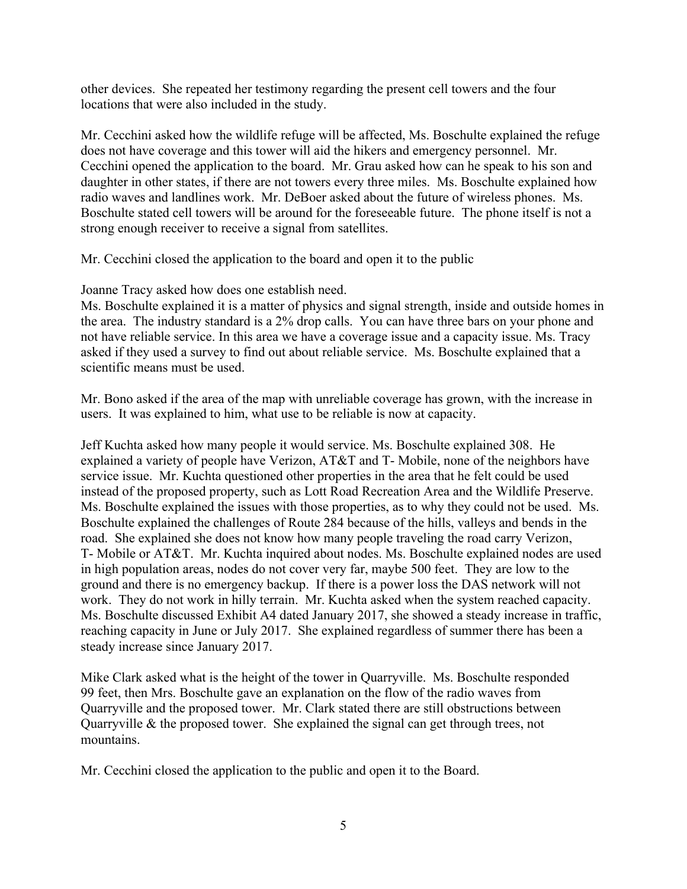other devices. She repeated her testimony regarding the present cell towers and the four locations that were also included in the study.

Mr. Cecchini asked how the wildlife refuge will be affected, Ms. Boschulte explained the refuge does not have coverage and this tower will aid the hikers and emergency personnel. Mr. Cecchini opened the application to the board. Mr. Grau asked how can he speak to his son and daughter in other states, if there are not towers every three miles. Ms. Boschulte explained how radio waves and landlines work. Mr. DeBoer asked about the future of wireless phones. Ms. Boschulte stated cell towers will be around for the foreseeable future. The phone itself is not a strong enough receiver to receive a signal from satellites.

Mr. Cecchini closed the application to the board and open it to the public

Joanne Tracy asked how does one establish need.
Ms. Boschulte explained it is a matter of physics and signal strength, inside and outside homes in the area. The industry standard is a 2% drop calls. You can have three bars on your phone and not have reliable service. In this area we have a coverage issue and a capacity issue. Ms. Tracy asked if they used a survey to find out about reliable service. Ms. Boschulte explained that a scientific means must be used.

Mr. Bono asked if the area of the map with unreliable coverage has grown, with the increase in users. It was explained to him, what use to be reliable is now at capacity.

Jeff Kuchta asked how many people it would service. Ms. Boschulte explained 308. He explained a variety of people have Verizon, AT&T and T- Mobile, none of the neighbors have service issue. Mr. Kuchta questioned other properties in the area that he felt could be used instead of the proposed property, such as Lott Road Recreation Area and the Wildlife Preserve. Ms. Boschulte explained the issues with those properties, as to why they could not be used. Ms. Boschulte explained the challenges of Route 284 because of the hills, valleys and bends in the road. She explained she does not know how many people traveling the road carry Verizon, T- Mobile or AT&T. Mr. Kuchta inquired about nodes. Ms. Boschulte explained nodes are used in high population areas, nodes do not cover very far, maybe 500 feet. They are low to the ground and there is no emergency backup. If there is a power loss the DAS network will not work. They do not work in hilly terrain. Mr. Kuchta asked when the system reached capacity. Ms. Boschulte discussed Exhibit A4 dated January 2017, she showed a steady increase in traffic, reaching capacity in June or July 2017. She explained regardless of summer there has been a steady increase since January 2017.

Mike Clark asked what is the height of the tower in Quarryville. Ms. Boschulte responded 99 feet, then Mrs. Boschulte gave an explanation on the flow of the radio waves from Quarryville and the proposed tower. Mr. Clark stated there are still obstructions between Quarryville & the proposed tower. She explained the signal can get through trees, not mountains.

Mr. Cecchini closed the application to the public and open it to the Board.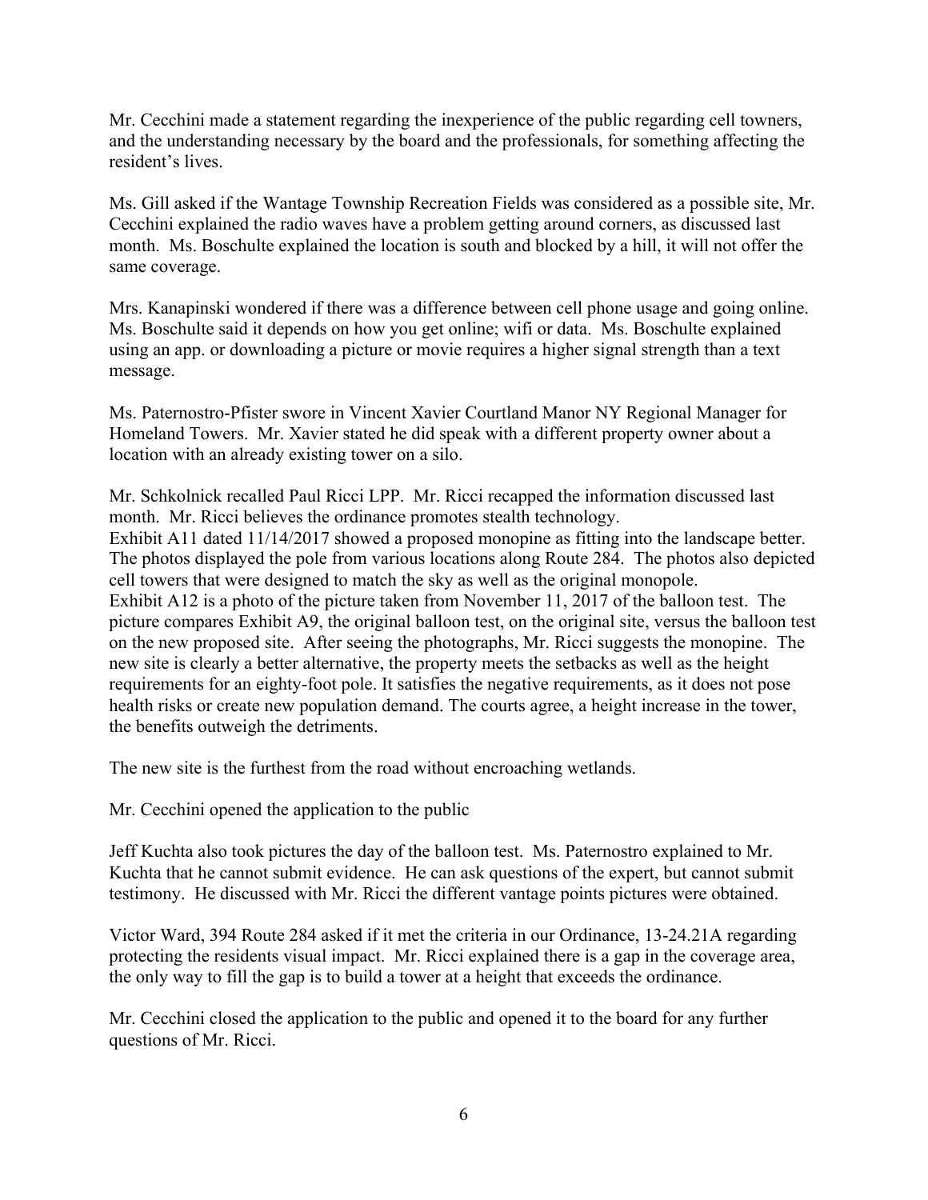Mr. Cecchini made a statement regarding the inexperience of the public regarding cell towners, and the understanding necessary by the board and the professionals, for something affecting the resident's lives.

Ms. Gill asked if the Wantage Township Recreation Fields was considered as a possible site, Mr. Cecchini explained the radio waves have a problem getting around corners, as discussed last month. Ms. Boschulte explained the location is south and blocked by a hill, it will not offer the same coverage.

Mrs. Kanapinski wondered if there was a difference between cell phone usage and going online. Ms. Boschulte said it depends on how you get online; wifi or data. Ms. Boschulte explained using an app. or downloading a picture or movie requires a higher signal strength than a text message.

Ms. Paternostro-Pfister swore in Vincent Xavier Courtland Manor NY Regional Manager for Homeland Towers. Mr. Xavier stated he did speak with a different property owner about a location with an already existing tower on a silo.

Mr. Schkolnick recalled Paul Ricci LPP. Mr. Ricci recapped the information discussed last month. Mr. Ricci believes the ordinance promotes stealth technology.
Exhibit A11 dated 11/14/2017 showed a proposed monopine as fitting into the landscape better. The photos displayed the pole from various locations along Route 284. The photos also depicted cell towers that were designed to match the sky as well as the original monopole.
Exhibit A12 is a photo of the picture taken from November 11, 2017 of the balloon test. The picture compares Exhibit A9, the original balloon test, on the original site, versus the balloon test on the new proposed site. After seeing the photographs, Mr. Ricci suggests the monopine. The new site is clearly a better alternative, the property meets the setbacks as well as the height requirements for an eighty-foot pole. It satisfies the negative requirements, as it does not pose health risks or create new population demand. The courts agree, a height increase in the tower, the benefits outweigh the detriments.

The new site is the furthest from the road without encroaching wetlands.

Mr. Cecchini opened the application to the public

Jeff Kuchta also took pictures the day of the balloon test. Ms. Paternostro explained to Mr. Kuchta that he cannot submit evidence. He can ask questions of the expert, but cannot submit testimony. He discussed with Mr. Ricci the different vantage points pictures were obtained.

Victor Ward, 394 Route 284 asked if it met the criteria in our Ordinance, 13-24.21A regarding protecting the residents visual impact. Mr. Ricci explained there is a gap in the coverage area, the only way to fill the gap is to build a tower at a height that exceeds the ordinance.

Mr. Cecchini closed the application to the public and opened it to the board for any further questions of Mr. Ricci.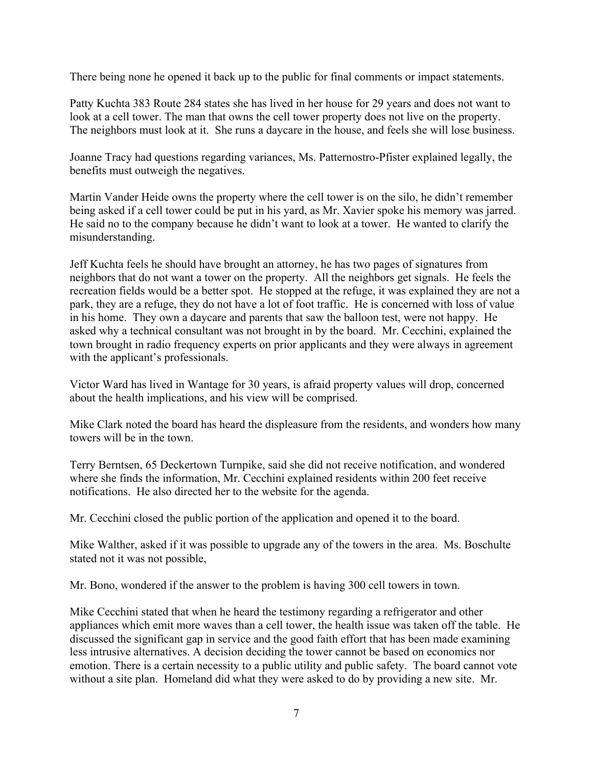There being none he opened it back up to the public for final comments or impact statements.

Patty Kuchta 383 Route 284 states she has lived in her house for 29 years and does not want to look at a cell tower. The man that owns the cell tower property does not live on the property. The neighbors must look at it. She runs a daycare in the house, and feels she will lose business.

Joanne Tracy had questions regarding variances, Ms. Patternostro-Pfister explained legally, the benefits must outweigh the negatives.

Martin Vander Heide owns the property where the cell tower is on the silo, he didn't remember being asked if a cell tower could be put in his yard, as Mr. Xavier spoke his memory was jarred. He said no to the company because he didn't want to look at a tower. He wanted to clarify the misunderstanding.

Jeff Kuchta feels he should have brought an attorney, he has two pages of signatures from neighbors that do not want a tower on the property. All the neighbors get signals. He feels the recreation fields would be a better spot. He stopped at the refuge, it was explained they are not a park, they are a refuge, they do not have a lot of foot traffic. He is concerned with loss of value in his home. They own a daycare and parents that saw the balloon test, were not happy. He asked why a technical consultant was not brought in by the board. Mr. Cecchini, explained the town brought in radio frequency experts on prior applicants and they were always in agreement with the applicant's professionals.

Victor Ward has lived in Wantage for 30 years, is afraid property values will drop, concerned about the health implications, and his view will be comprised.

Mike Clark noted the board has heard the displeasure from the residents, and wonders how many towers will be in the town.

Terry Berntsen, 65 Deckertown Turnpike, said she did not receive notification, and wondered where she finds the information, Mr. Cecchini explained residents within 200 feet receive notifications. He also directed her to the website for the agenda.

Mr. Cecchini closed the public portion of the application and opened it to the board.

Mike Walther, asked if it was possible to upgrade any of the towers in the area. Ms. Boschulte stated not it was not possible,

Mr. Bono, wondered if the answer to the problem is having 300 cell towers in town.

Mike Cecchini stated that when he heard the testimony regarding a refrigerator and other appliances which emit more waves than a cell tower, the health issue was taken off the table. He discussed the significant gap in service and the good faith effort that has been made examining less intrusive alternatives. A decision deciding the tower cannot be based on economics nor emotion. There is a certain necessity to a public utility and public safety. The board cannot vote without a site plan. Homeland did what they were asked to do by providing a new site. Mr.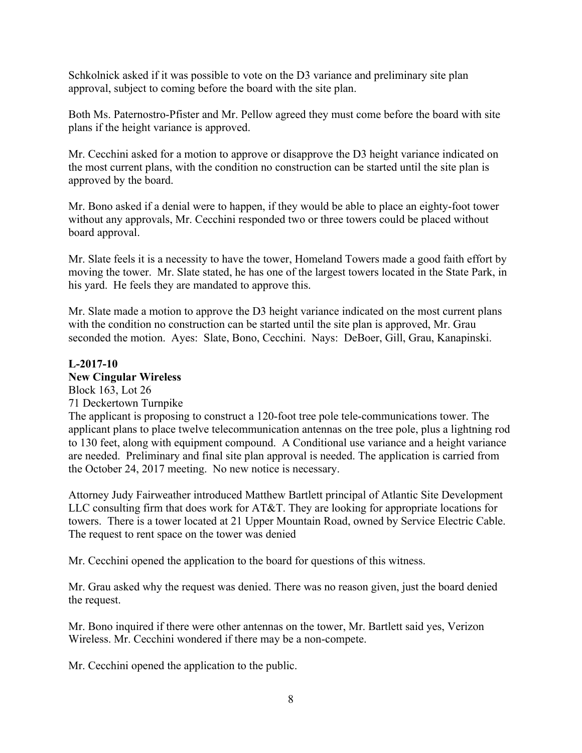Schkolnick asked if it was possible to vote on the D3 variance and preliminary site plan approval, subject to coming before the board with the site plan.

Both Ms. Paternostro-Pfister and Mr. Pellow agreed they must come before the board with site plans if the height variance is approved.

Mr. Cecchini asked for a motion to approve or disapprove the D3 height variance indicated on the most current plans, with the condition no construction can be started until the site plan is approved by the board.

Mr. Bono asked if a denial were to happen, if they would be able to place an eighty-foot tower without any approvals, Mr. Cecchini responded two or three towers could be placed without board approval.

Mr. Slate feels it is a necessity to have the tower, Homeland Towers made a good faith effort by moving the tower. Mr. Slate stated, he has one of the largest towers located in the State Park, in his yard. He feels they are mandated to approve this.

Mr. Slate made a motion to approve the D3 height variance indicated on the most current plans with the condition no construction can be started until the site plan is approved, Mr. Grau seconded the motion. Ayes: Slate, Bono, Cecchini. Nays: DeBoer, Gill, Grau, Kanapinski.

**L-2017-10**
**New Cingular Wireless**
Block 163, Lot 26
71 Deckertown Turnpike
The applicant is proposing to construct a 120-foot tree pole tele-communications tower. The applicant plans to place twelve telecommunication antennas on the tree pole, plus a lightning rod to 130 feet, along with equipment compound. A Conditional use variance and a height variance are needed. Preliminary and final site plan approval is needed. The application is carried from the October 24, 2017 meeting. No new notice is necessary.

Attorney Judy Fairweather introduced Matthew Bartlett principal of Atlantic Site Development LLC consulting firm that does work for AT&T. They are looking for appropriate locations for towers. There is a tower located at 21 Upper Mountain Road, owned by Service Electric Cable. The request to rent space on the tower was denied

Mr. Cecchini opened the application to the board for questions of this witness.

Mr. Grau asked why the request was denied. There was no reason given, just the board denied the request.

Mr. Bono inquired if there were other antennas on the tower, Mr. Bartlett said yes, Verizon Wireless. Mr. Cecchini wondered if there may be a non-compete.

Mr. Cecchini opened the application to the public.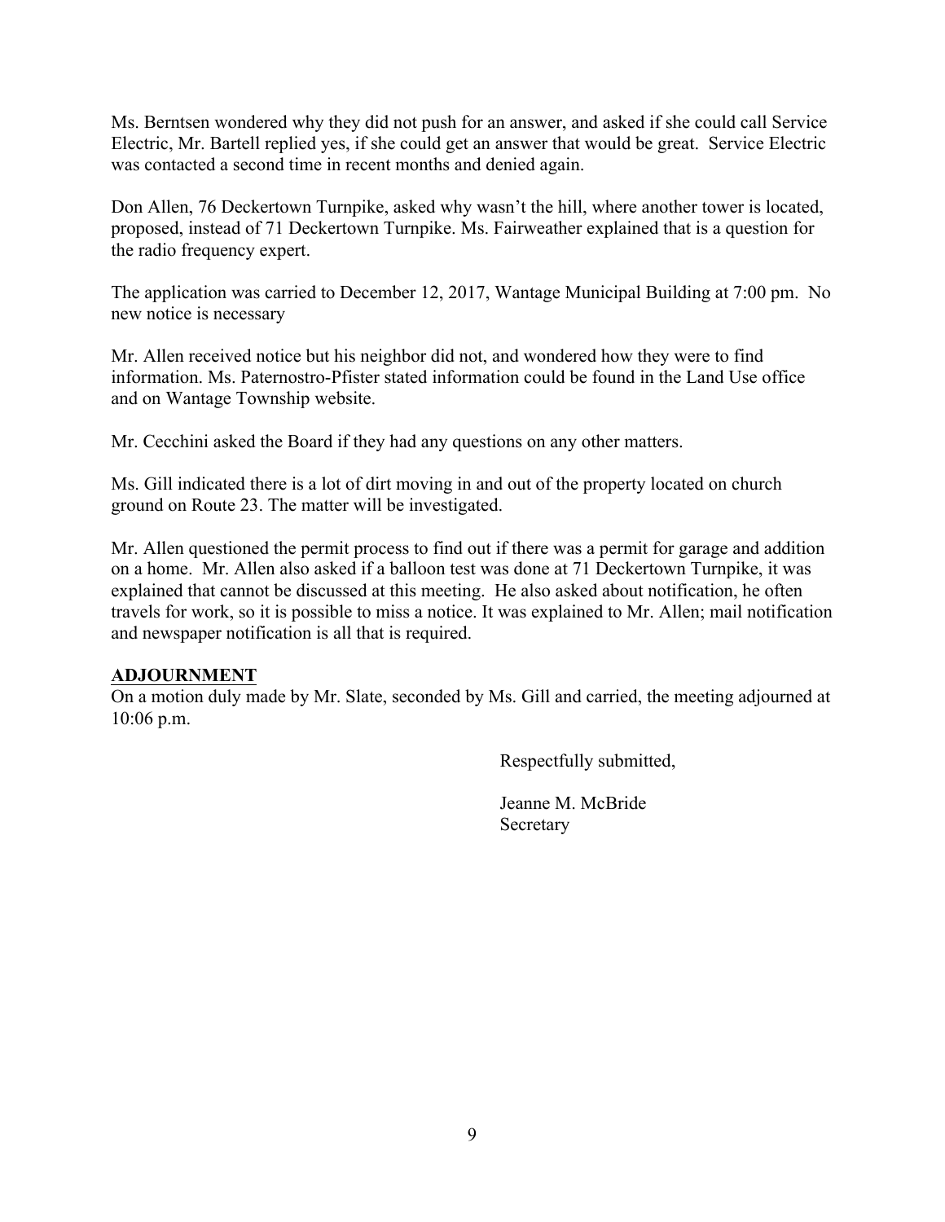Ms. Berntsen wondered why they did not push for an answer, and asked if she could call Service Electric, Mr. Bartell replied yes, if she could get an answer that would be great. Service Electric was contacted a second time in recent months and denied again.

Don Allen, 76 Deckertown Turnpike, asked why wasn't the hill, where another tower is located, proposed, instead of 71 Deckertown Turnpike. Ms. Fairweather explained that is a question for the radio frequency expert.

The application was carried to December 12, 2017, Wantage Municipal Building at 7:00 pm. No new notice is necessary

Mr. Allen received notice but his neighbor did not, and wondered how they were to find information. Ms. Paternostro-Pfister stated information could be found in the Land Use office and on Wantage Township website.

Mr. Cecchini asked the Board if they had any questions on any other matters.

Ms. Gill indicated there is a lot of dirt moving in and out of the property located on church ground on Route 23. The matter will be investigated.

Mr. Allen questioned the permit process to find out if there was a permit for garage and addition on a home. Mr. Allen also asked if a balloon test was done at 71 Deckertown Turnpike, it was explained that cannot be discussed at this meeting. He also asked about notification, he often travels for work, so it is possible to miss a notice. It was explained to Mr. Allen; mail notification and newspaper notification is all that is required.

**ADJOURNMENT**

On a motion duly made by Mr. Slate, seconded by Ms. Gill and carried, the meeting adjourned at 10:06 p.m.

Respectfully submitted,

Jeanne M. McBride
Secretary